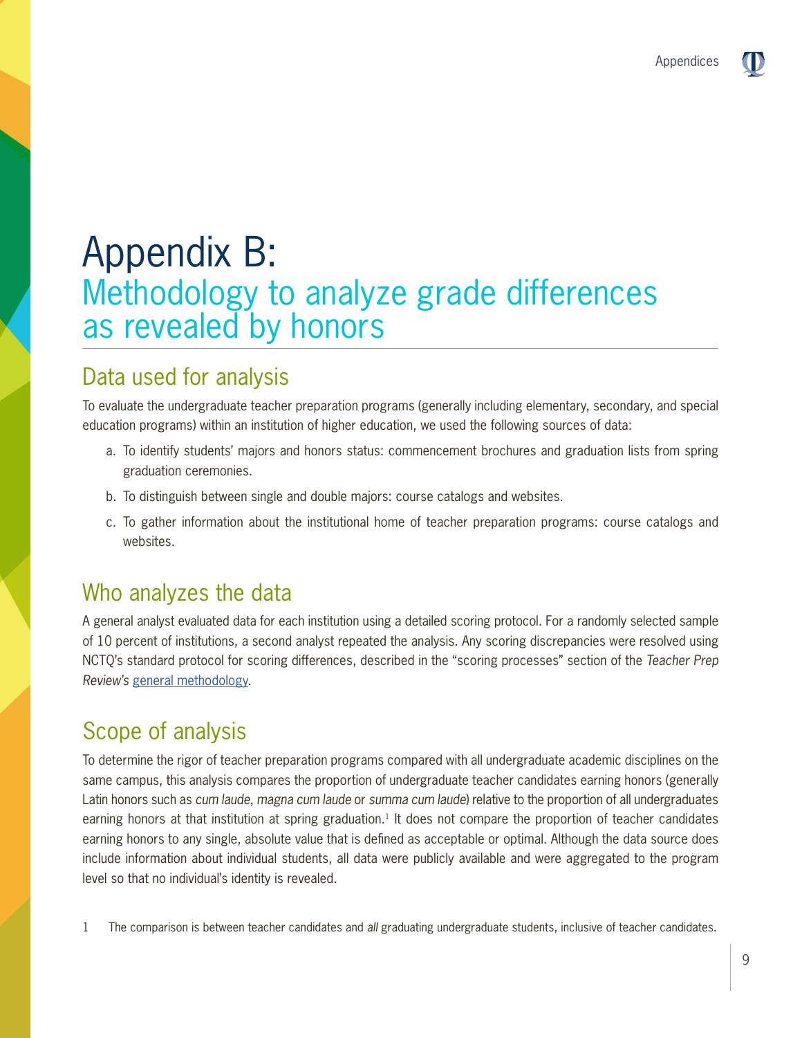# Appendix B: Methodology to analyze grade differences as revealed by honors

## Data used for analysis

To evaluate the undergraduate teacher preparation programs (generally including elementary, secondary, and special education programs) within an institution of higher education, we used the following sources of data:

a. To identify students' majors and honors status: commencement brochures and graduation lists from spring graduation ceremonies.

b. To distinguish between single and double majors: course catalogs and websites.

c. To gather information about the institutional home of teacher preparation programs: course catalogs and websites.

## Who analyzes the data

A general analyst evaluated data for each institution using a detailed scoring protocol. For a randomly selected sample of 10 percent of institutions, a second analyst repeated the analysis. Any scoring discrepancies were resolved using NCTQ's standard protocol for scoring differences, described in the "scoring processes" section of the *Teacher Prep Review's* general methodology.

## Scope of analysis

To determine the rigor of teacher preparation programs compared with all undergraduate academic disciplines on the same campus, this analysis compares the proportion of undergraduate teacher candidates earning honors (generally Latin honors such as *cum laude*, *magna cum laude* or *summa cum laude*) relative to the proportion of all undergraduates earning honors at that institution at spring graduation.[1] It does not compare the proportion of teacher candidates earning honors to any single, absolute value that is defined as acceptable or optimal. Although the data source does include information about individual students, all data were publicly available and were aggregated to the program level so that no individual's identity is revealed.

1 The comparison is between teacher candidates and *all* graduating undergraduate students, inclusive of teacher candidates.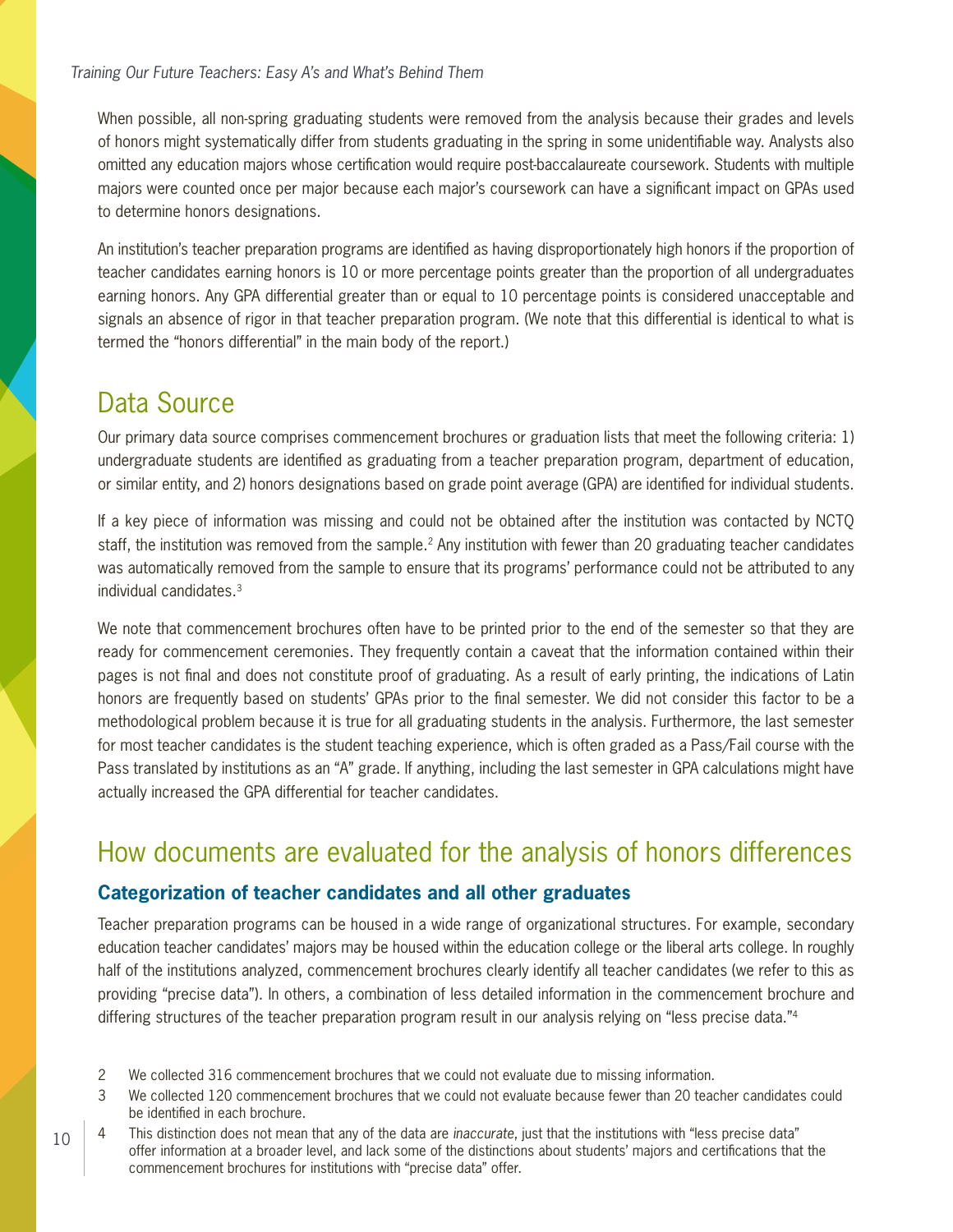When possible, all non-spring graduating students were removed from the analysis because their grades and levels of honors might systematically differ from students graduating in the spring in some unidentifiable way. Analysts also omitted any education majors whose certification would require post-baccalaureate coursework. Students with multiple majors were counted once per major because each major's coursework can have a significant impact on GPAs used to determine honors designations.

An institution's teacher preparation programs are identified as having disproportionately high honors if the proportion of teacher candidates earning honors is 10 or more percentage points greater than the proportion of all undergraduates earning honors. Any GPA differential greater than or equal to 10 percentage points is considered unacceptable and signals an absence of rigor in that teacher preparation program. (We note that this differential is identical to what is termed the "honors differential" in the main body of the report.)

## Data Source

Our primary data source comprises commencement brochures or graduation lists that meet the following criteria: 1) undergraduate students are identified as graduating from a teacher preparation program, department of education, or similar entity, and 2) honors designations based on grade point average (GPA) are identified for individual students.

If a key piece of information was missing and could not be obtained after the institution was contacted by NCTQ staff, the institution was removed from the sample.[2] Any institution with fewer than 20 graduating teacher candidates was automatically removed from the sample to ensure that its programs' performance could not be attributed to any individual candidates.[3]

We note that commencement brochures often have to be printed prior to the end of the semester so that they are ready for commencement ceremonies. They frequently contain a caveat that the information contained within their pages is not final and does not constitute proof of graduating. As a result of early printing, the indications of Latin honors are frequently based on students' GPAs prior to the final semester. We did not consider this factor to be a methodological problem because it is true for all graduating students in the analysis. Furthermore, the last semester for most teacher candidates is the student teaching experience, which is often graded as a Pass/Fail course with the Pass translated by institutions as an "A" grade. If anything, including the last semester in GPA calculations might have actually increased the GPA differential for teacher candidates.

## How documents are evaluated for the analysis of honors differences

### Categorization of teacher candidates and all other graduates

Teacher preparation programs can be housed in a wide range of organizational structures. For example, secondary education teacher candidates' majors may be housed within the education college or the liberal arts college. In roughly half of the institutions analyzed, commencement brochures clearly identify all teacher candidates (we refer to this as providing "precise data"). In others, a combination of less detailed information in the commencement brochure and differing structures of the teacher preparation program result in our analysis relying on "less precise data."[4]

2 We collected 316 commencement brochures that we could not evaluate due to missing information.

3 We collected 120 commencement brochures that we could not evaluate because fewer than 20 teacher candidates could be identified in each brochure.

4 This distinction does not mean that any of the data are *inaccurate*, just that the institutions with "less precise data" offer information at a broader level, and lack some of the distinctions about students' majors and certifications that the commencement brochures for institutions with "precise data" offer.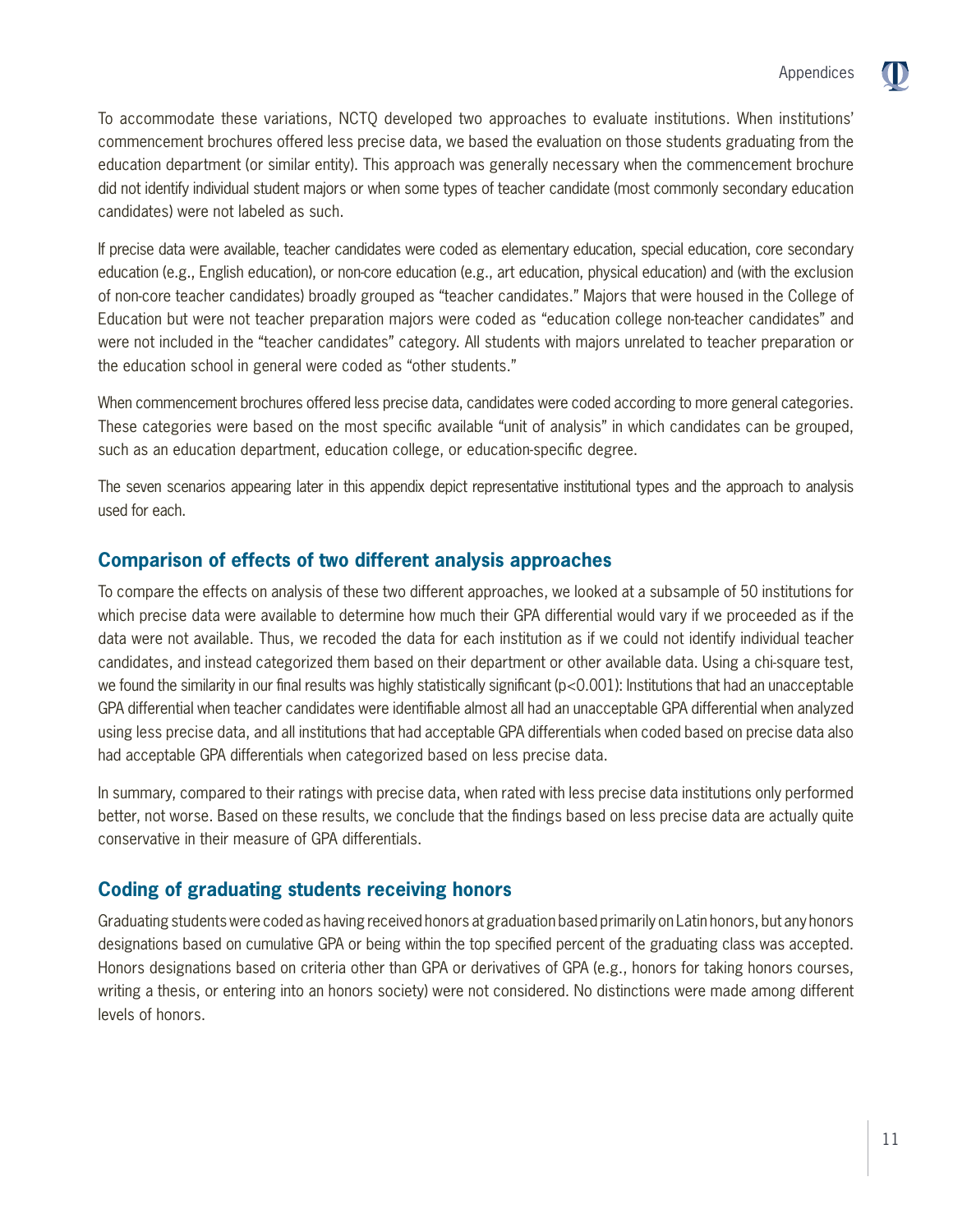To accommodate these variations, NCTQ developed two approaches to evaluate institutions. When institutions' commencement brochures offered less precise data, we based the evaluation on those students graduating from the education department (or similar entity). This approach was generally necessary when the commencement brochure did not identify individual student majors or when some types of teacher candidate (most commonly secondary education candidates) were not labeled as such.

If precise data were available, teacher candidates were coded as elementary education, special education, core secondary education (e.g., English education), or non-core education (e.g., art education, physical education) and (with the exclusion of non-core teacher candidates) broadly grouped as "teacher candidates." Majors that were housed in the College of Education but were not teacher preparation majors were coded as "education college non-teacher candidates" and were not included in the "teacher candidates" category. All students with majors unrelated to teacher preparation or the education school in general were coded as "other students."

When commencement brochures offered less precise data, candidates were coded according to more general categories. These categories were based on the most specific available "unit of analysis" in which candidates can be grouped, such as an education department, education college, or education-specific degree.

The seven scenarios appearing later in this appendix depict representative institutional types and the approach to analysis used for each.

## Comparison of effects of two different analysis approaches

To compare the effects on analysis of these two different approaches, we looked at a subsample of 50 institutions for which precise data were available to determine how much their GPA differential would vary if we proceeded as if the data were not available. Thus, we recoded the data for each institution as if we could not identify individual teacher candidates, and instead categorized them based on their department or other available data. Using a chi-square test, we found the similarity in our final results was highly statistically significant ($p<0.001$): Institutions that had an unacceptable GPA differential when teacher candidates were identifiable almost all had an unacceptable GPA differential when analyzed using less precise data, and all institutions that had acceptable GPA differentials when coded based on precise data also had acceptable GPA differentials when categorized based on less precise data.

In summary, compared to their ratings with precise data, when rated with less precise data institutions only performed better, not worse. Based on these results, we conclude that the findings based on less precise data are actually quite conservative in their measure of GPA differentials.

## Coding of graduating students receiving honors

Graduating students were coded as having received honors at graduation based primarily on Latin honors, but any honors designations based on cumulative GPA or being within the top specified percent of the graduating class was accepted. Honors designations based on criteria other than GPA or derivatives of GPA (e.g., honors for taking honors courses, writing a thesis, or entering into an honors society) were not considered. No distinctions were made among different levels of honors.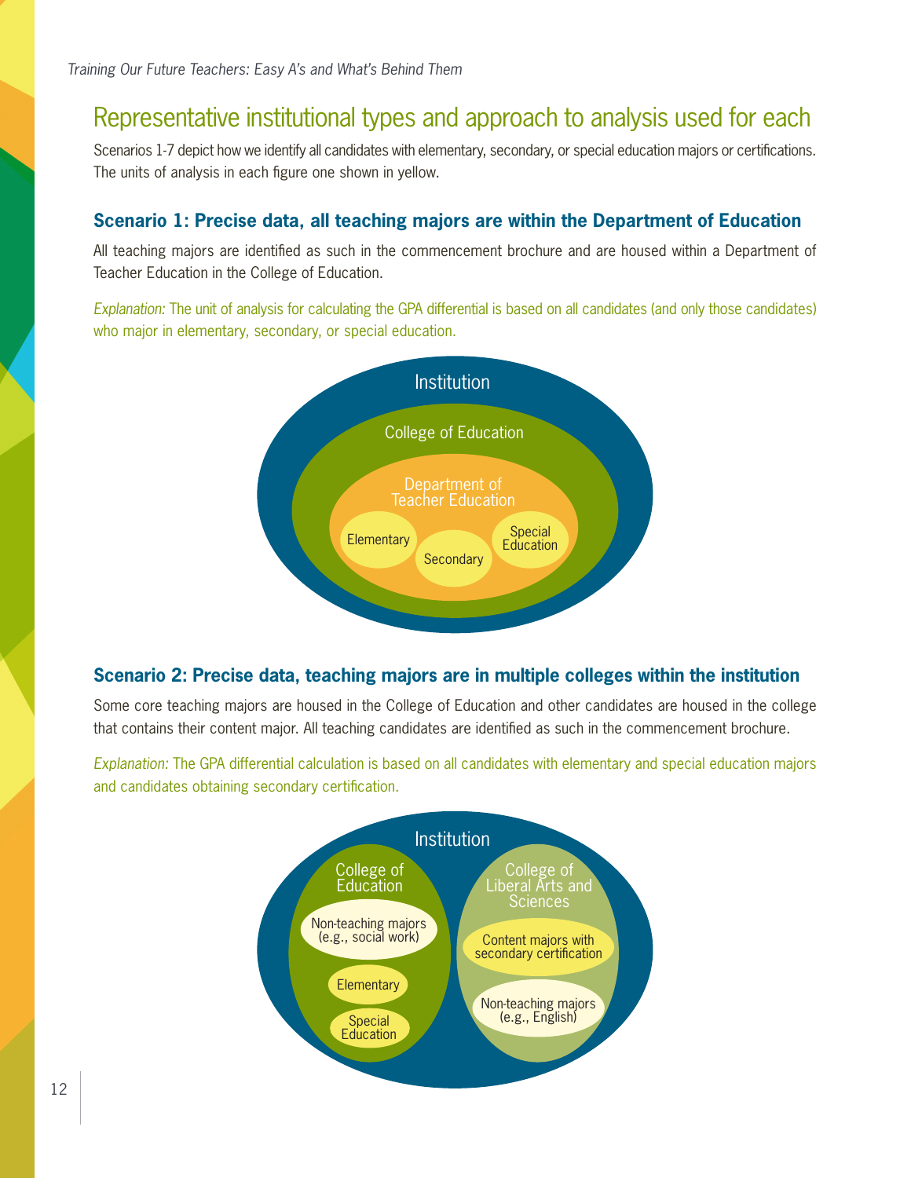## Representative institutional types and approach to analysis used for each

Scenarios 1-7 depict how we identify all candidates with elementary, secondary, or special education majors or certifications. The units of analysis in each figure one shown in yellow.

### Scenario 1: Precise data, all teaching majors are within the Department of Education

All teaching majors are identified as such in the commencement brochure and are housed within a Department of Teacher Education in the College of Education.

*Explanation:* The unit of analysis for calculating the GPA differential is based on all candidates (and only those candidates) who major in elementary, secondary, or special education.

Institution

College of Education

Department of Teacher Education

Elementary

Secondary

Special Education

### Scenario 2: Precise data, teaching majors are in multiple colleges within the institution

Some core teaching majors are housed in the College of Education and other candidates are housed in the college that contains their content major. All teaching candidates are identified as such in the commencement brochure.

*Explanation:* The GPA differential calculation is based on all candidates with elementary and special education majors and candidates obtaining secondary certification.

Institution

College of Education

Non-teaching majors (e.g., social work)

Elementary

Special Education

College of Liberal Arts and Sciences

Content majors with secondary certification

Non-teaching majors (e.g., English)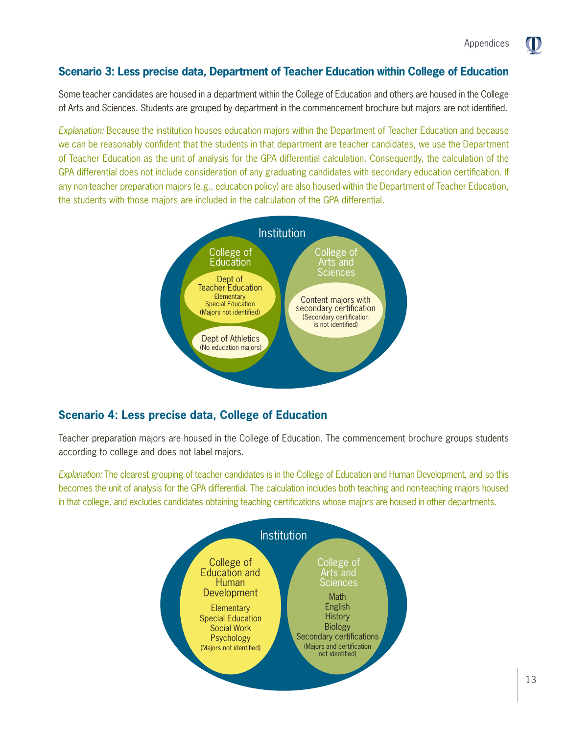### Scenario 3: Less precise data, Department of Teacher Education within College of Education

Some teacher candidates are housed in a department within the College of Education and others are housed in the College of Arts and Sciences. Students are grouped by department in the commencement brochure but majors are not identified.

*Explanation:* Because the institution houses education majors within the Department of Teacher Education and because we can be reasonably confident that the students in that department are teacher candidates, we use the Department of Teacher Education as the unit of analysis for the GPA differential calculation. Consequently, the calculation of the GPA differential does not include consideration of any graduating candidates with secondary education certification. If any non-teacher preparation majors (e.g., education policy) are also housed within the Department of Teacher Education, the students with those majors are included in the calculation of the GPA differential.

Institution

College of Education

Dept of Teacher Education
Elementary
Special Education
(Majors not identified)

Dept of Athletics
(No education majors)

College of Arts and Sciences

Content majors with secondary certification
(Secondary certification is not identified)

### Scenario 4: Less precise data, College of Education

Teacher preparation majors are housed in the College of Education. The commencement brochure groups students according to college and does not label majors.

*Explanation:* The clearest grouping of teacher candidates is in the College of Education and Human Development, and so this becomes the unit of analysis for the GPA differential. The calculation includes both teaching and non-teaching majors housed in that college, and excludes candidates obtaining teaching certifications whose majors are housed in other departments.

Institution

College of Education and Human Development
Elementary
Special Education
Social Work
Psychology
(Majors not identified)

College of Arts and Sciences
Math
English
History
Biology
Secondary certifications
(Majors and certification not identified)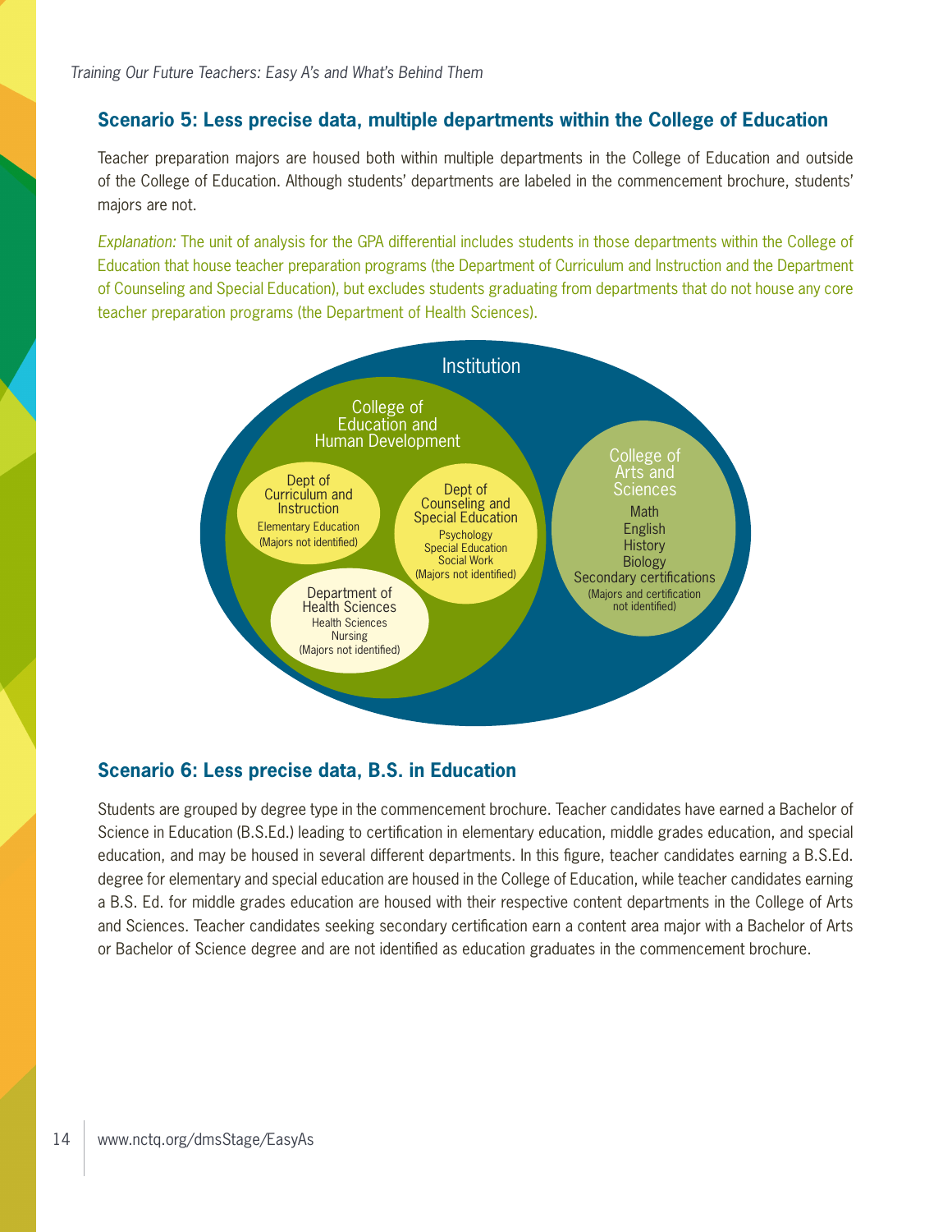## Scenario 5: Less precise data, multiple departments within the College of Education

Teacher preparation majors are housed both within multiple departments in the College of Education and outside of the College of Education. Although students' departments are labeled in the commencement brochure, students' majors are not.

*Explanation:* The unit of analysis for the GPA differential includes students in those departments within the College of Education that house teacher preparation programs (the Department of Curriculum and Instruction and the Department of Counseling and Special Education), but excludes students graduating from departments that do not house any core teacher preparation programs (the Department of Health Sciences).

Institution

College of Education and Human Development

Dept of Curriculum and Instruction
Elementary Education
(Majors not identified)

Dept of Counseling and Special Education
Psychology
Special Education
Social Work
(Majors not identified)

Department of Health Sciences
Health Sciences
Nursing
(Majors not identified)

College of Arts and Sciences
Math
English
History
Biology
Secondary certifications
(Majors and certification not identified)

## Scenario 6: Less precise data, B.S. in Education

Students are grouped by degree type in the commencement brochure. Teacher candidates have earned a Bachelor of Science in Education (B.S.Ed.) leading to certification in elementary education, middle grades education, and special education, and may be housed in several different departments. In this figure, teacher candidates earning a B.S.Ed. degree for elementary and special education are housed in the College of Education, while teacher candidates earning a B.S. Ed. for middle grades education are housed with their respective content departments in the College of Arts and Sciences. Teacher candidates seeking secondary certification earn a content area major with a Bachelor of Arts or Bachelor of Science degree and are not identified as education graduates in the commencement brochure.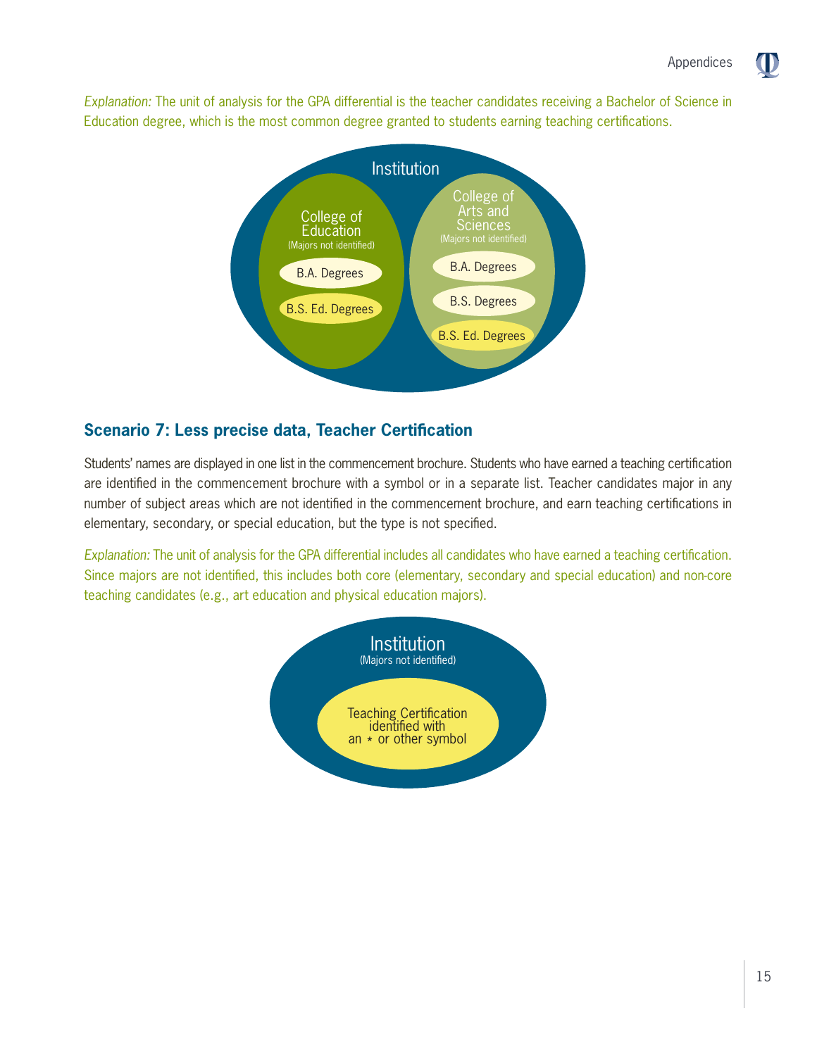*Explanation:* The unit of analysis for the GPA differential is the teacher candidates receiving a Bachelor of Science in Education degree, which is the most common degree granted to students earning teaching certifications.

Institution

College of Education
(Majors not identified)

B.A. Degrees

B.S. Ed. Degrees

College of Arts and Sciences
(Majors not identified)

B.A. Degrees

B.S. Degrees

B.S. Ed. Degrees

## Scenario 7: Less precise data, Teacher Certification

Students' names are displayed in one list in the commencement brochure. Students who have earned a teaching certification are identified in the commencement brochure with a symbol or in a separate list. Teacher candidates major in any number of subject areas which are not identified in the commencement brochure, and earn teaching certifications in elementary, secondary, or special education, but the type is not specified.

*Explanation:* The unit of analysis for the GPA differential includes all candidates who have earned a teaching certification. Since majors are not identified, this includes both core (elementary, secondary and special education) and non-core teaching candidates (e.g., art education and physical education majors).

Institution
(Majors not identified)

Teaching Certification identified with an * or other symbol